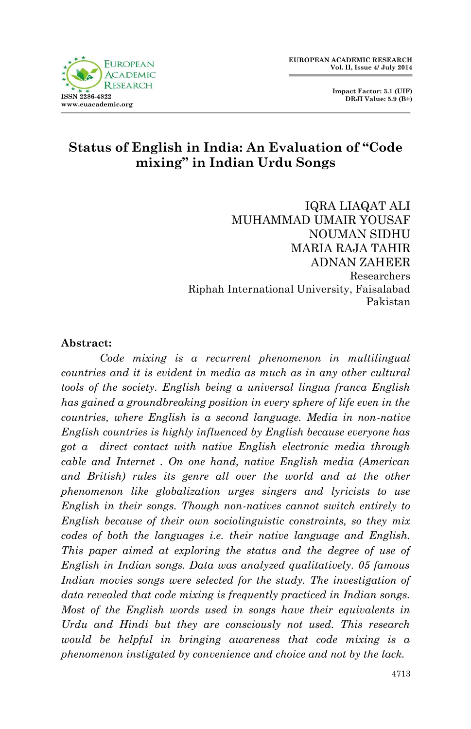# Status of English in India: An Evaluation of "Code mixing" in Indian Urdu Songs

IQRA LIAQAT ALI
MUHAMMAD UMAIR YOUSAF
NOUMAN SIDHU
MARIA RAJA TAHIR
ADNAN ZAHEER
Researchers
Riphah International University, Faisalabad
Pakistan

**Abstract:**

*Code mixing is a recurrent phenomenon in multilingual countries and it is evident in media as much as in any other cultural tools of the society. English being a universal lingua franca English has gained a groundbreaking position in every sphere of life even in the countries, where English is a second language. Media in non-native English countries is highly influenced by English because everyone has got a direct contact with native English electronic media through cable and Internet . On one hand, native English media (American and British) rules its genre all over the world and at the other phenomenon like globalization urges singers and lyricists to use English in their songs. Though non-natives cannot switch entirely to English because of their own sociolinguistic constraints, so they mix codes of both the languages i.e. their native language and English. This paper aimed at exploring the status and the degree of use of English in Indian songs. Data was analyzed qualitatively. 05 famous Indian movies songs were selected for the study. The investigation of data revealed that code mixing is frequently practiced in Indian songs. Most of the English words used in songs have their equivalents in Urdu and Hindi but they are consciously not used. This research would be helpful in bringing awareness that code mixing is a phenomenon instigated by convenience and choice and not by the lack.*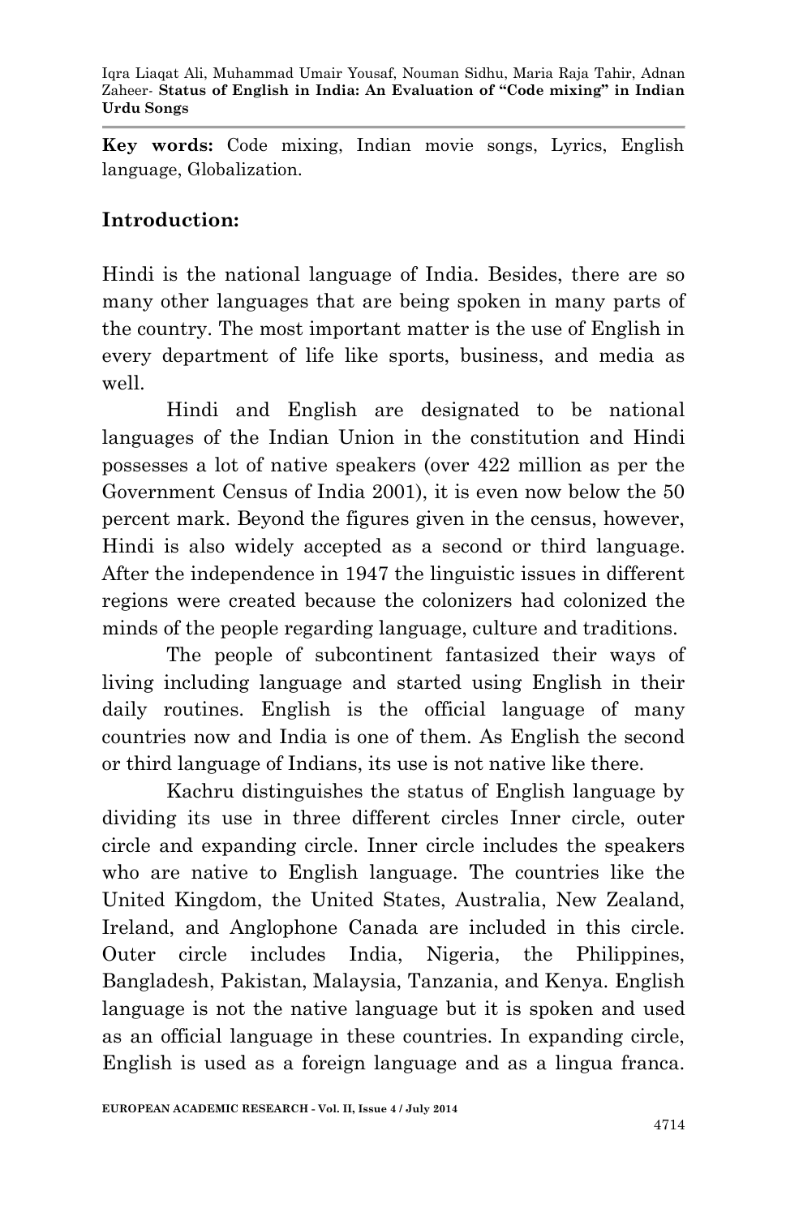**Key words:** Code mixing, Indian movie songs, Lyrics, English language, Globalization.

## Introduction:

Hindi is the national language of India. Besides, there are so many other languages that are being spoken in many parts of the country. The most important matter is the use of English in every department of life like sports, business, and media as well.

Hindi and English are designated to be national languages of the Indian Union in the constitution and Hindi possesses a lot of native speakers (over 422 million as per the Government Census of India 2001), it is even now below the 50 percent mark. Beyond the figures given in the census, however, Hindi is also widely accepted as a second or third language. After the independence in 1947 the linguistic issues in different regions were created because the colonizers had colonized the minds of the people regarding language, culture and traditions.

The people of subcontinent fantasized their ways of living including language and started using English in their daily routines. English is the official language of many countries now and India is one of them. As English the second or third language of Indians, its use is not native like there.

Kachru distinguishes the status of English language by dividing its use in three different circles Inner circle, outer circle and expanding circle. Inner circle includes the speakers who are native to English language. The countries like the United Kingdom, the United States, Australia, New Zealand, Ireland, and Anglophone Canada are included in this circle. Outer circle includes India, Nigeria, the Philippines, Bangladesh, Pakistan, Malaysia, Tanzania, and Kenya. English language is not the native language but it is spoken and used as an official language in these countries. In expanding circle, English is used as a foreign language and as a lingua franca.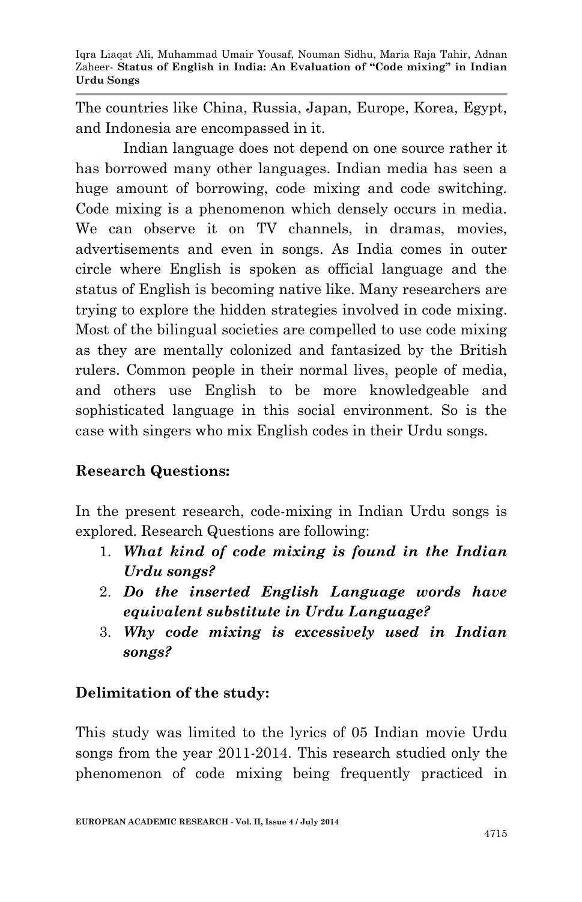The countries like China, Russia, Japan, Europe, Korea, Egypt, and Indonesia are encompassed in it.

Indian language does not depend on one source rather it has borrowed many other languages. Indian media has seen a huge amount of borrowing, code mixing and code switching. Code mixing is a phenomenon which densely occurs in media. We can observe it on TV channels, in dramas, movies, advertisements and even in songs. As India comes in outer circle where English is spoken as official language and the status of English is becoming native like. Many researchers are trying to explore the hidden strategies involved in code mixing. Most of the bilingual societies are compelled to use code mixing as they are mentally colonized and fantasized by the British rulers. Common people in their normal lives, people of media, and others use English to be more knowledgeable and sophisticated language in this social environment. So is the case with singers who mix English codes in their Urdu songs.

## Research Questions:

In the present research, code-mixing in Indian Urdu songs is explored. Research Questions are following:

1. ***What kind of code mixing is found in the Indian Urdu songs?***
2. ***Do the inserted English Language words have equivalent substitute in Urdu Language?***
3. ***Why code mixing is excessively used in Indian songs?***

## Delimitation of the study:

This study was limited to the lyrics of 05 Indian movie Urdu songs from the year 2011-2014. This research studied only the phenomenon of code mixing being frequently practiced in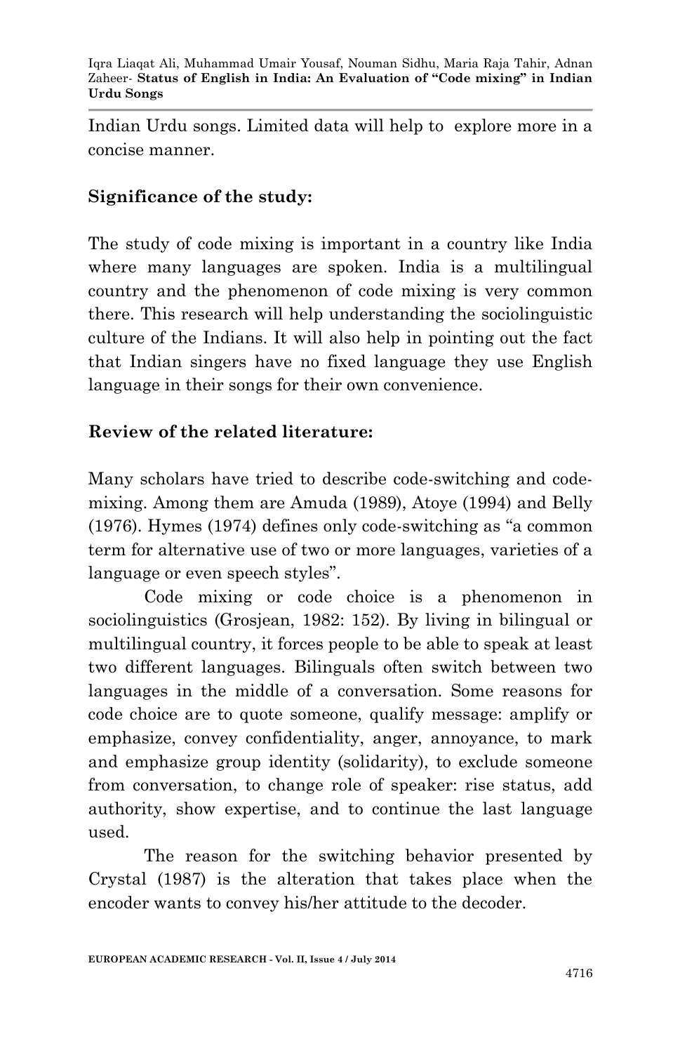Indian Urdu songs. Limited data will help to explore more in a concise manner.

**Significance of the study:**

The study of code mixing is important in a country like India where many languages are spoken. India is a multilingual country and the phenomenon of code mixing is very common there. This research will help understanding the sociolinguistic culture of the Indians. It will also help in pointing out the fact that Indian singers have no fixed language they use English language in their songs for their own convenience.

**Review of the related literature:**

Many scholars have tried to describe code-switching and code-mixing. Among them are Amuda (1989), Atoye (1994) and Belly (1976). Hymes (1974) defines only code-switching as "a common term for alternative use of two or more languages, varieties of a language or even speech styles".

Code mixing or code choice is a phenomenon in sociolinguistics (Grosjean, 1982: 152). By living in bilingual or multilingual country, it forces people to be able to speak at least two different languages. Bilinguals often switch between two languages in the middle of a conversation. Some reasons for code choice are to quote someone, qualify message: amplify or emphasize, convey confidentiality, anger, annoyance, to mark and emphasize group identity (solidarity), to exclude someone from conversation, to change role of speaker: rise status, add authority, show expertise, and to continue the last language used.

The reason for the switching behavior presented by Crystal (1987) is the alteration that takes place when the encoder wants to convey his/her attitude to the decoder.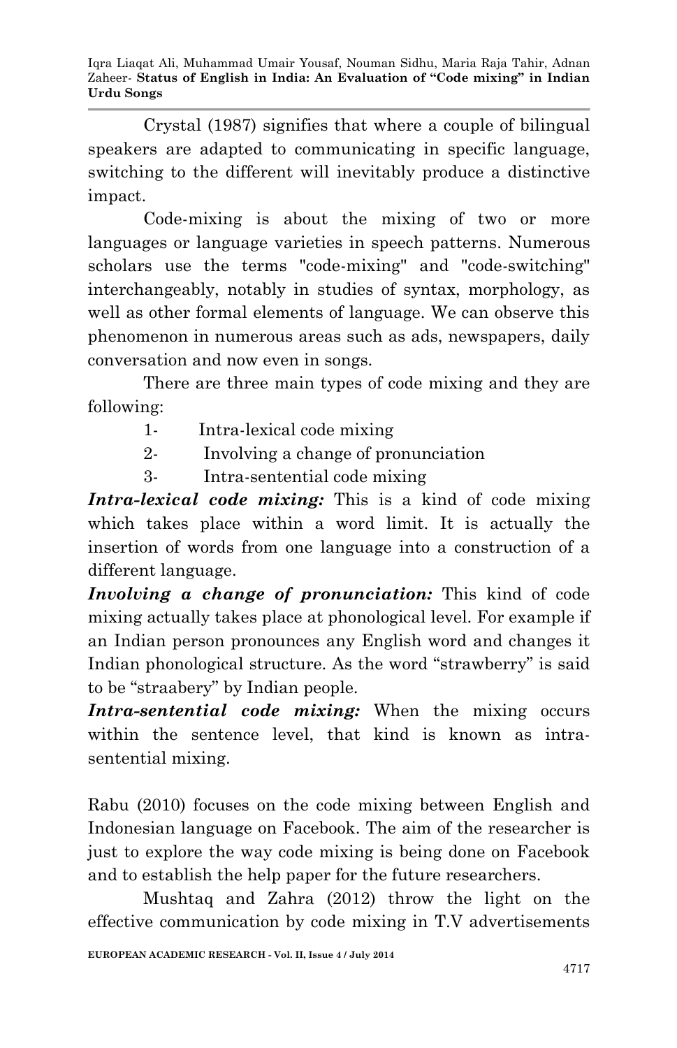Crystal (1987) signifies that where a couple of bilingual speakers are adapted to communicating in specific language, switching to the different will inevitably produce a distinctive impact.

Code-mixing is about the mixing of two or more languages or language varieties in speech patterns. Numerous scholars use the terms "code-mixing" and "code-switching" interchangeably, notably in studies of syntax, morphology, as well as other formal elements of language. We can observe this phenomenon in numerous areas such as ads, newspapers, daily conversation and now even in songs.

There are three main types of code mixing and they are following:

1- Intra-lexical code mixing
2- Involving a change of pronunciation
3- Intra-sentential code mixing

***Intra-lexical code mixing:*** This is a kind of code mixing which takes place within a word limit. It is actually the insertion of words from one language into a construction of a different language.

***Involving a change of pronunciation:*** This kind of code mixing actually takes place at phonological level. For example if an Indian person pronounces any English word and changes it Indian phonological structure. As the word "strawberry" is said to be "straabery" by Indian people.

***Intra-sentential code mixing:*** When the mixing occurs within the sentence level, that kind is known as intra-sentential mixing.

Rabu (2010) focuses on the code mixing between English and Indonesian language on Facebook. The aim of the researcher is just to explore the way code mixing is being done on Facebook and to establish the help paper for the future researchers.

Mushtaq and Zahra (2012) throw the light on the effective communication by code mixing in T.V advertisements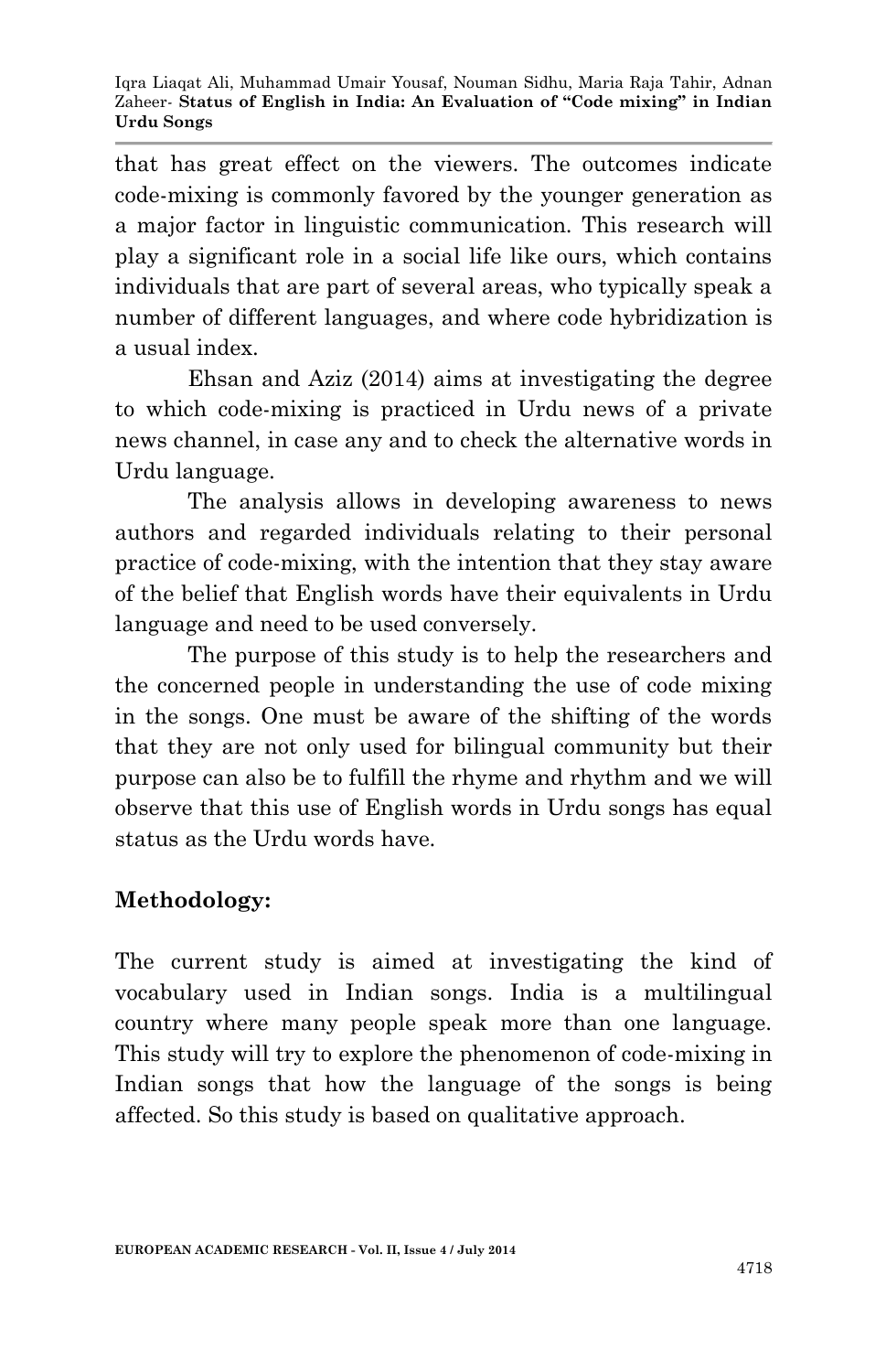that has great effect on the viewers. The outcomes indicate code-mixing is commonly favored by the younger generation as a major factor in linguistic communication. This research will play a significant role in a social life like ours, which contains individuals that are part of several areas, who typically speak a number of different languages, and where code hybridization is a usual index.

Ehsan and Aziz (2014) aims at investigating the degree to which code-mixing is practiced in Urdu news of a private news channel, in case any and to check the alternative words in Urdu language.

The analysis allows in developing awareness to news authors and regarded individuals relating to their personal practice of code-mixing, with the intention that they stay aware of the belief that English words have their equivalents in Urdu language and need to be used conversely.

The purpose of this study is to help the researchers and the concerned people in understanding the use of code mixing in the songs. One must be aware of the shifting of the words that they are not only used for bilingual community but their purpose can also be to fulfill the rhyme and rhythm and we will observe that this use of English words in Urdu songs has equal status as the Urdu words have.

## Methodology:

The current study is aimed at investigating the kind of vocabulary used in Indian songs. India is a multilingual country where many people speak more than one language. This study will try to explore the phenomenon of code-mixing in Indian songs that how the language of the songs is being affected. So this study is based on qualitative approach.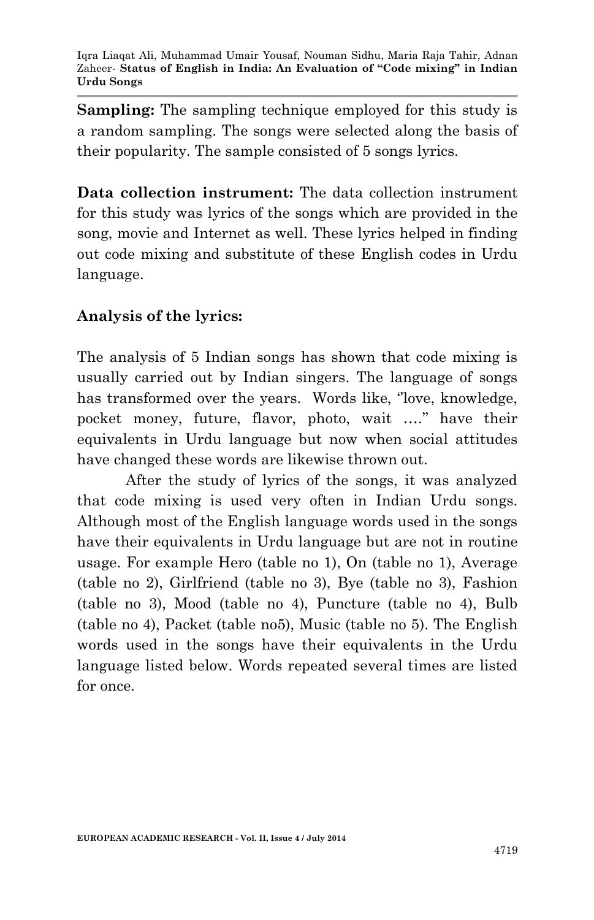**Sampling:** The sampling technique employed for this study is a random sampling. The songs were selected along the basis of their popularity. The sample consisted of 5 songs lyrics.

**Data collection instrument:** The data collection instrument for this study was lyrics of the songs which are provided in the song, movie and Internet as well. These lyrics helped in finding out code mixing and substitute of these English codes in Urdu language.

## Analysis of the lyrics:

The analysis of 5 Indian songs has shown that code mixing is usually carried out by Indian singers. The language of songs has transformed over the years. Words like, ''love, knowledge, pocket money, future, flavor, photo, wait ….'' have their equivalents in Urdu language but now when social attitudes have changed these words are likewise thrown out.

After the study of lyrics of the songs, it was analyzed that code mixing is used very often in Indian Urdu songs. Although most of the English language words used in the songs have their equivalents in Urdu language but are not in routine usage. For example Hero (table no 1), On (table no 1), Average (table no 2), Girlfriend (table no 3), Bye (table no 3), Fashion (table no 3), Mood (table no 4), Puncture (table no 4), Bulb (table no 4), Packet (table no5), Music (table no 5). The English words used in the songs have their equivalents in the Urdu language listed below. Words repeated several times are listed for once.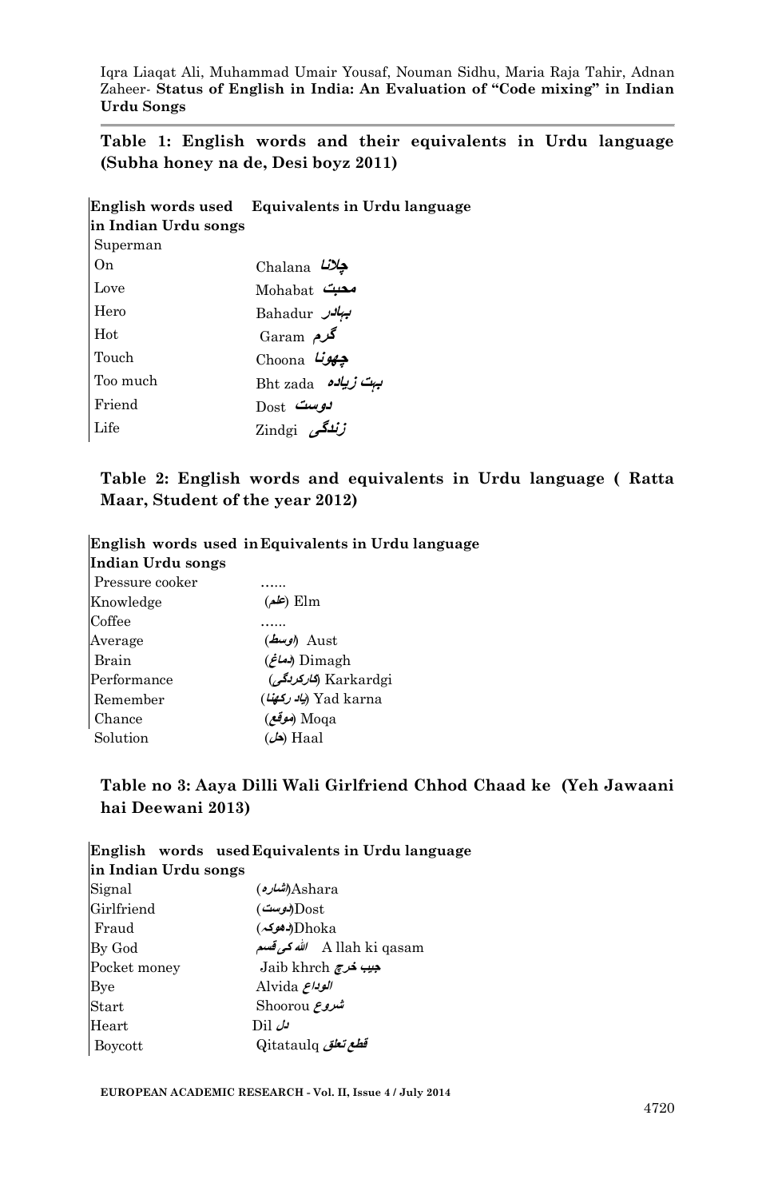**Table 1: English words and their equivalents in Urdu language (Subha honey na de, Desi boyz 2011)**

| English words used in Indian Urdu songs | Equivalents in Urdu language |
|---|---|
| Superman | |
| On | Chalana چلانا |
| Love | Mohabat محبت |
| Hero | Bahadur بہادر |
| Hot | Garam گرم |
| Touch | Choona چھونا |
| Too much | Bht zada بہت زیادہ |
| Friend | Dost دوست |
| Life | Zindgi زندگی |

**Table 2: English words and equivalents in Urdu language ( Ratta Maar, Student of the year 2012)**

| English words used in Indian Urdu songs | Equivalents in Urdu language |
|---|---|
| Pressure cooker | …… |
| Knowledge | (علم) Elm |
| Coffee | …… |
| Average | (اوسط) Aust |
| Brain | (دماغ) Dimagh |
| Performance | (کارکردگی) Karkardgi |
| Remember | (یاد رکھنا) Yad karna |
| Chance | (موقع) Moqa |
| Solution | (حل) Haal |

**Table no 3: Aaya Dilli Wali Girlfriend Chhod Chaad ke (Yeh Jawaani hai Deewani 2013)**

| English words used in Indian Urdu songs | Equivalents in Urdu language |
|---|---|
| Signal | (اشارہ)Ashara |
| Girlfriend | (دوست)Dost |
| Fraud | (دھوکہ)Dhoka |
| By God | اللہ کی قسم A llah ki qasam |
| Pocket money | Jaib khrch جیب خرچ |
| Bye | Alvida الوداع |
| Start | Shoorou شروع |
| Heart | Dil دل |
| Boycott | Qitataulq قطع تعلق |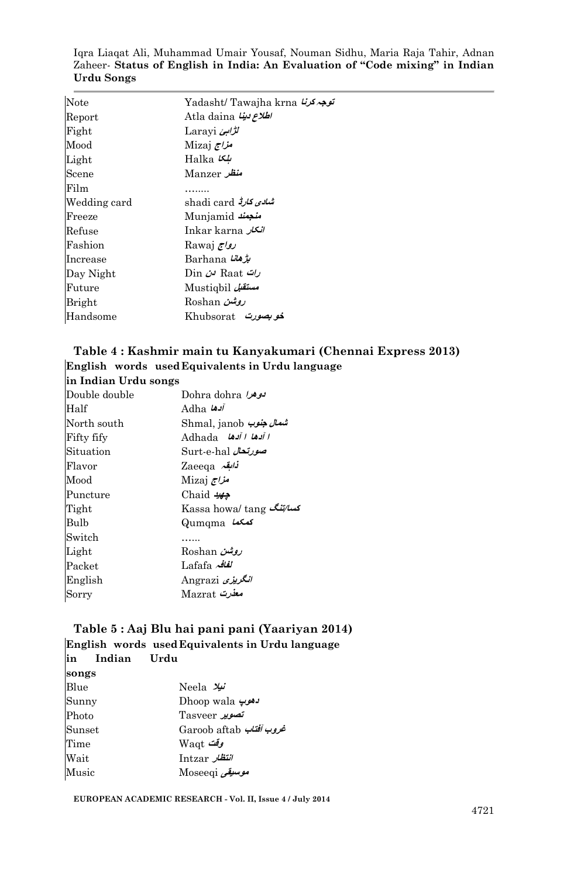| | |
|---|---|
| Note | Yadasht/ Tawajha krna توجہ کرنا |
| Report | Atla daina اطلاع دینا |
| Fight | Larayi لڑائی |
| Mood | Mizaj مزاج |
| Light | Halka ہلکا |
| Scene | Manzer منظر |
| Film | …….. |
| Wedding card | shadi card شادی کارڈ |
| Freeze | Munjamid منجمند |
| Refuse | Inkar karna انکار |
| Fashion | Rawaj رواج |
| Increase | Barhana بڑھانا |
| Day Night | Din دن Raat رات |
| Future | Mustiqbil مستقبل |
| Bright | Roshan روشن |
| Handsome | Khubsorat خوبصورت |

**Table 4 : Kashmir main tu Kanyakumari (Chennai Express 2013)**

| English words used in Indian Urdu songs | Equivalents in Urdu language |
|---|---|
| Double double | Dohra dohra دوہرا |
| Half | Adha آدھا |
| North south | Shmal, janob شمال جنوب |
| Fifty fify | Adhada ا آدھا ا آدھا |
| Situation | Surt-e-hal صورتحال |
| Flavor | Zaeeqa ذائقہ |
| Mood | Mizaj مزاج |
| Puncture | Chaid چھید |
| Tight | Kassa howa/ tang کسا/تنگ |
| Bulb | Qumqma کمکما |
| Switch | …… |
| Light | Roshan روشن |
| Packet | Lafafa لفافہ |
| English | Angrazi انگریزی |
| Sorry | Mazrat معذرت |

**Table 5 : Aaj Blu hai pani pani (Yaariyan 2014)**

| English words used in Indian Urdu songs | Equivalents in Urdu language |
|---|---|
| Blue | Neela نیلا |
| Sunny | Dhoop wala دھوپ |
| Photo | Tasveer تصویر |
| Sunset | Garoob aftab غروب آفتاب |
| Time | Waqt وقت |
| Wait | Intzar انتظار |
| Music | Moseeqi موسیقی |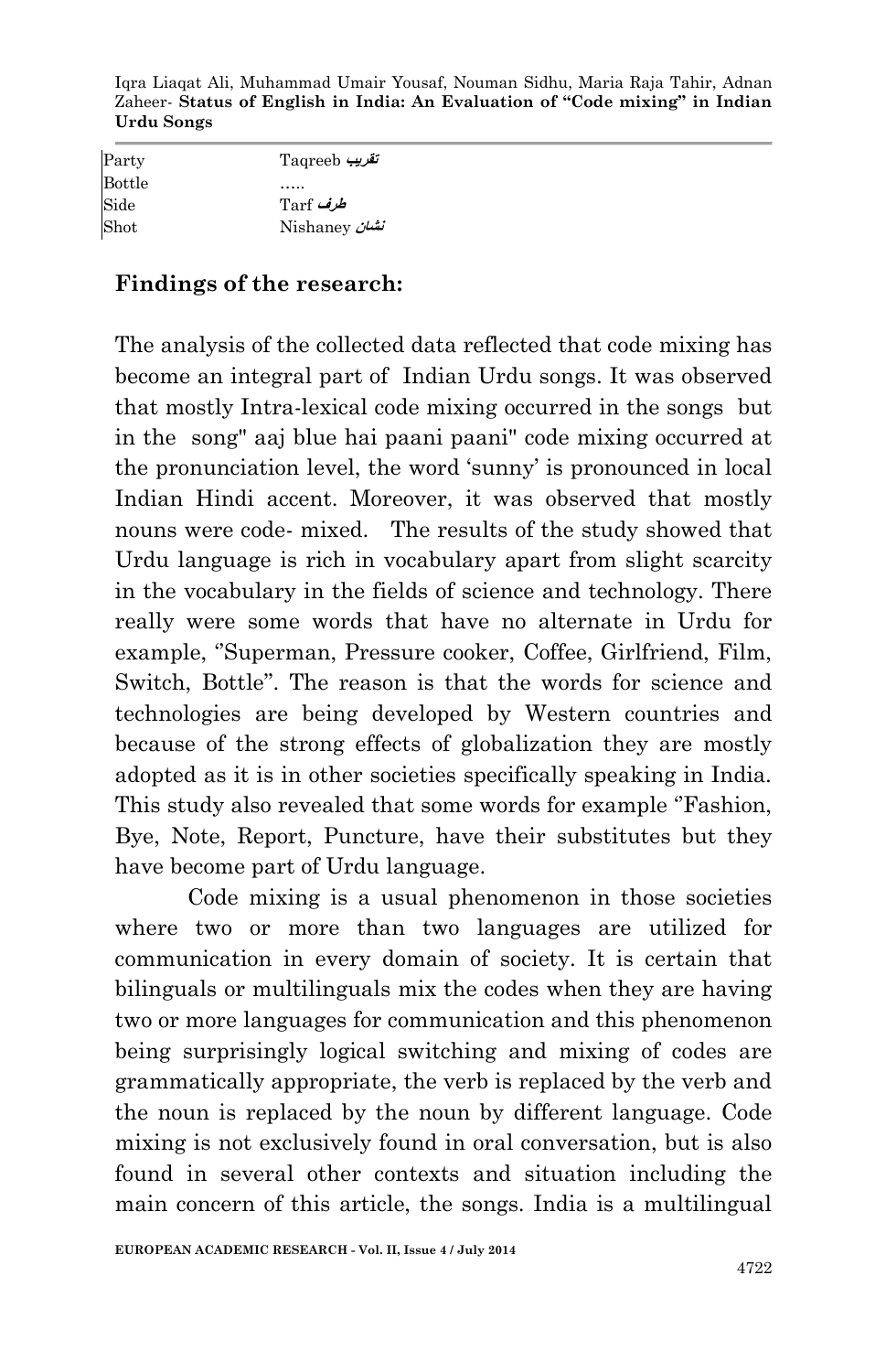| | |
|---|---|
| Party | Taqreeb تقریب |
| Bottle | ..... |
| Side | Tarf طرف |
| Shot | Nishaney نشان |

## Findings of the research:

The analysis of the collected data reflected that code mixing has become an integral part of Indian Urdu songs. It was observed that mostly Intra-lexical code mixing occurred in the songs but in the song" aaj blue hai paani paani" code mixing occurred at the pronunciation level, the word 'sunny' is pronounced in local Indian Hindi accent. Moreover, it was observed that mostly nouns were code- mixed. The results of the study showed that Urdu language is rich in vocabulary apart from slight scarcity in the vocabulary in the fields of science and technology. There really were some words that have no alternate in Urdu for example, "Superman, Pressure cooker, Coffee, Girlfriend, Film, Switch, Bottle". The reason is that the words for science and technologies are being developed by Western countries and because of the strong effects of globalization they are mostly adopted as it is in other societies specifically speaking in India. This study also revealed that some words for example "Fashion, Bye, Note, Report, Puncture, have their substitutes but they have become part of Urdu language.

Code mixing is a usual phenomenon in those societies where two or more than two languages are utilized for communication in every domain of society. It is certain that bilinguals or multilinguals mix the codes when they are having two or more languages for communication and this phenomenon being surprisingly logical switching and mixing of codes are grammatically appropriate, the verb is replaced by the verb and the noun is replaced by the noun by different language. Code mixing is not exclusively found in oral conversation, but is also found in several other contexts and situation including the main concern of this article, the songs. India is a multilingual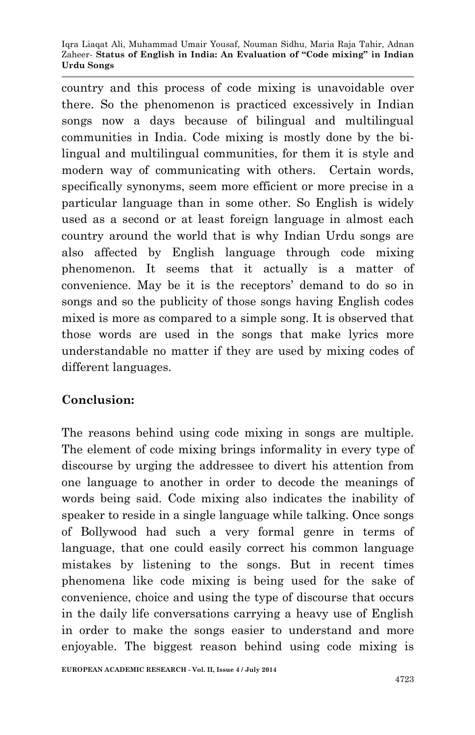country and this process of code mixing is unavoidable over there. So the phenomenon is practiced excessively in Indian songs now a days because of bilingual and multilingual communities in India. Code mixing is mostly done by the bi-lingual and multilingual communities, for them it is style and modern way of communicating with others. Certain words, specifically synonyms, seem more efficient or more precise in a particular language than in some other. So English is widely used as a second or at least foreign language in almost each country around the world that is why Indian Urdu songs are also affected by English language through code mixing phenomenon. It seems that it actually is a matter of convenience. May be it is the receptors' demand to do so in songs and so the publicity of those songs having English codes mixed is more as compared to a simple song. It is observed that those words are used in the songs that make lyrics more understandable no matter if they are used by mixing codes of different languages.

## Conclusion:

The reasons behind using code mixing in songs are multiple. The element of code mixing brings informality in every type of discourse by urging the addressee to divert his attention from one language to another in order to decode the meanings of words being said. Code mixing also indicates the inability of speaker to reside in a single language while talking. Once songs of Bollywood had such a very formal genre in terms of language, that one could easily correct his common language mistakes by listening to the songs. But in recent times phenomena like code mixing is being used for the sake of convenience, choice and using the type of discourse that occurs in the daily life conversations carrying a heavy use of English in order to make the songs easier to understand and more enjoyable. The biggest reason behind using code mixing is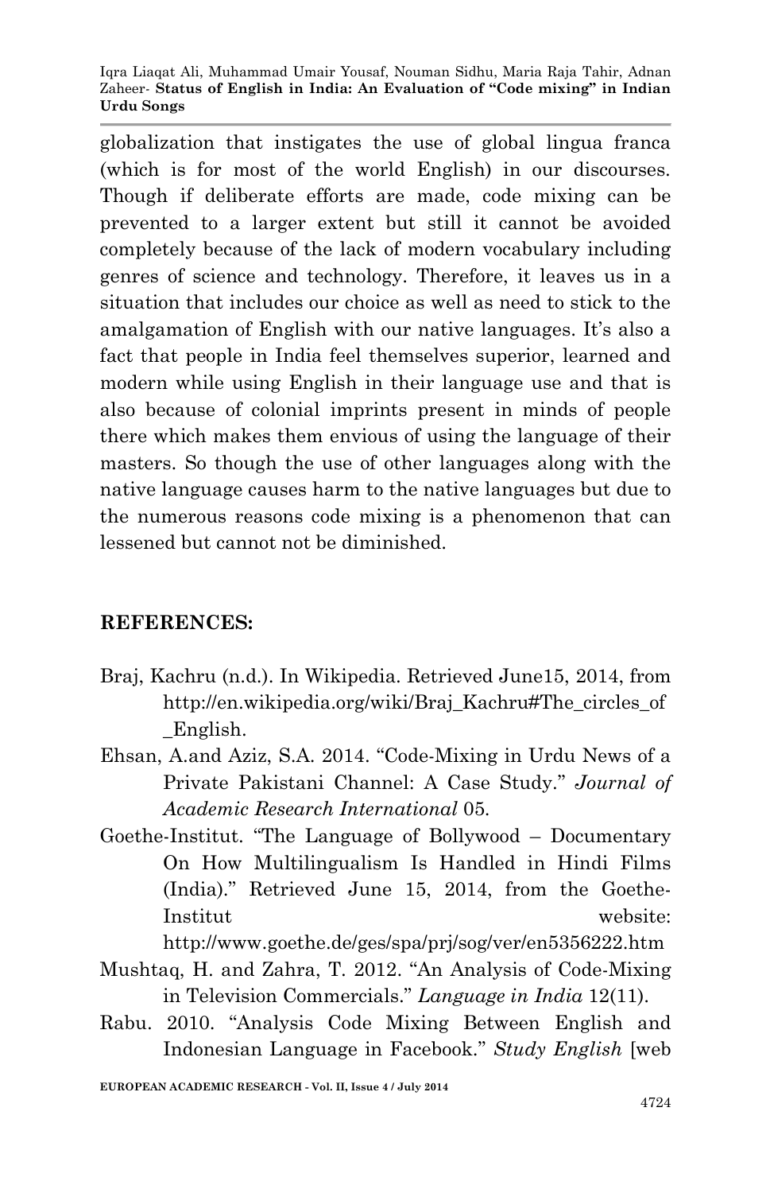globalization that instigates the use of global lingua franca (which is for most of the world English) in our discourses. Though if deliberate efforts are made, code mixing can be prevented to a larger extent but still it cannot be avoided completely because of the lack of modern vocabulary including genres of science and technology. Therefore, it leaves us in a situation that includes our choice as well as need to stick to the amalgamation of English with our native languages. It's also a fact that people in India feel themselves superior, learned and modern while using English in their language use and that is also because of colonial imprints present in minds of people there which makes them envious of using the language of their masters. So though the use of other languages along with the native language causes harm to the native languages but due to the numerous reasons code mixing is a phenomenon that can lessened but cannot not be diminished.

## REFERENCES:

Braj, Kachru (n.d.). In Wikipedia. Retrieved June15, 2014, from http://en.wikipedia.org/wiki/Braj_Kachru#The_circles_of_English.

Ehsan, A.and Aziz, S.A. 2014. "Code-Mixing in Urdu News of a Private Pakistani Channel: A Case Study." *Journal of Academic Research International* 05.

Goethe-Institut. "The Language of Bollywood – Documentary On How Multilingualism Is Handled in Hindi Films (India)." Retrieved June 15, 2014, from the Goethe-Institut website: http://www.goethe.de/ges/spa/prj/sog/ver/en5356222.htm

Mushtaq, H. and Zahra, T. 2012. "An Analysis of Code-Mixing in Television Commercials." *Language in India* 12(11).

Rabu. 2010. "Analysis Code Mixing Between English and Indonesian Language in Facebook." *Study English* [web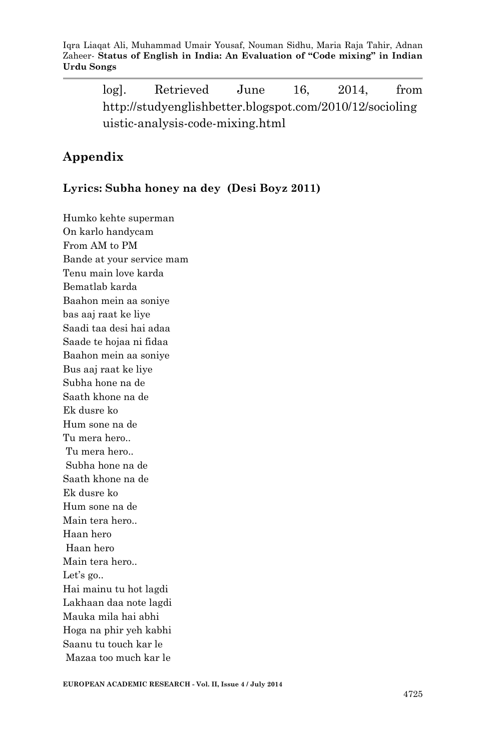log]. Retrieved June 16, 2014, from http://studyenglishbetter.blogspot.com/2010/12/sociolinguistic-analysis-code-mixing.html

## Appendix

### Lyrics: Subha honey na dey (Desi Boyz 2011)

Humko kehte superman
On karlo handycam
From AM to PM
Bande at your service mam
Tenu main love karda
Bematlab karda
Baahon mein aa soniye
bas aaj raat ke liye
Saadi taa desi hai adaa
Saade te hojaa ni fidaa
Baahon mein aa soniye
Bus aaj raat ke liye
Subha hone na de
Saath khone na de
Ek dusre ko
Hum sone na de
Tu mera hero..
Tu mera hero..
Subha hone na de
Saath khone na de
Ek dusre ko
Hum sone na de
Main tera hero..
Haan hero
Haan hero
Main tera hero..
Let's go..
Hai mainu tu hot lagdi
Lakhaan daa note lagdi
Mauka mila hai abhi
Hoga na phir yeh kabhi
Saanu tu touch kar le
Mazaa too much kar le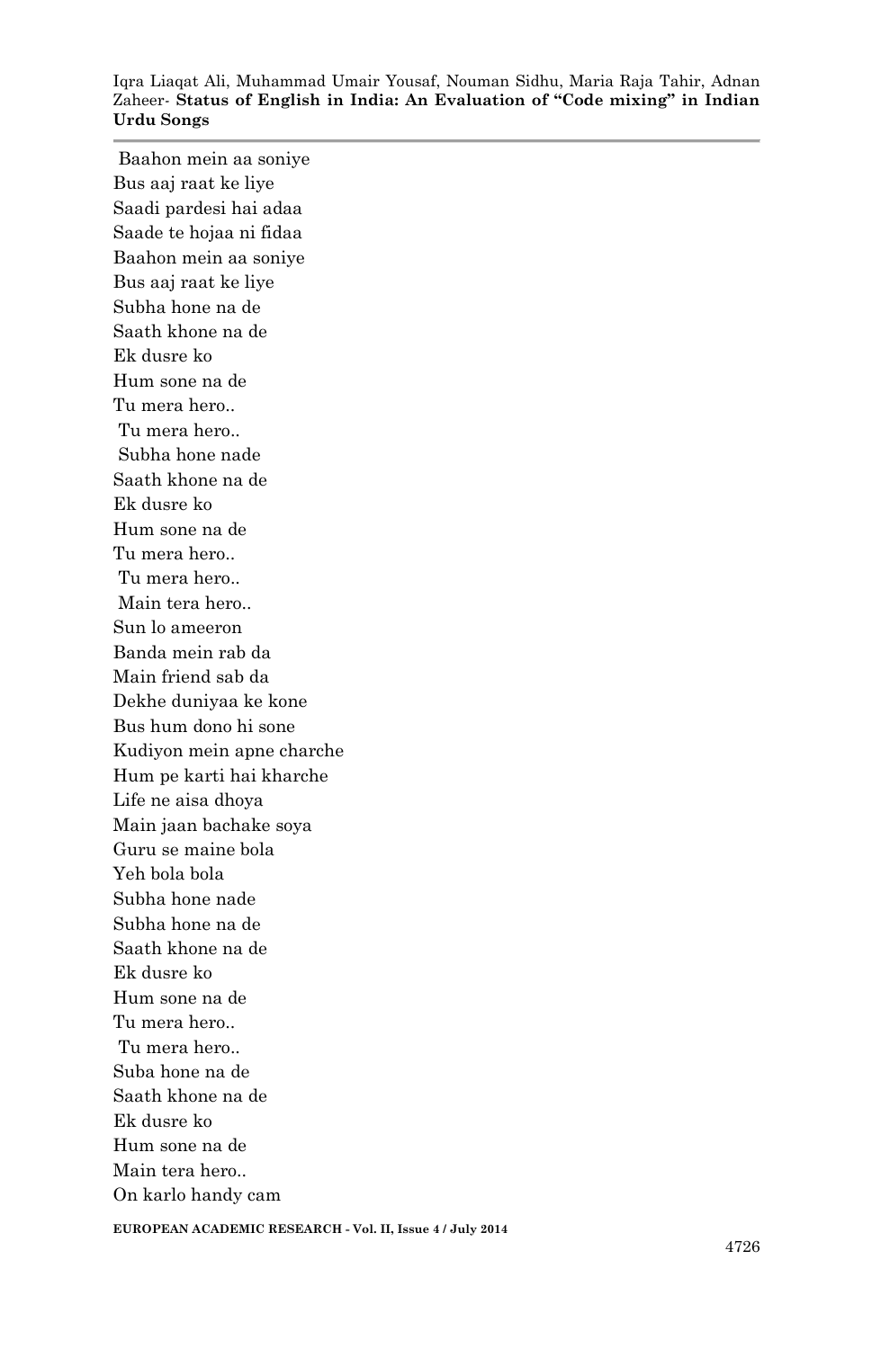Baahon mein aa soniye  
Bus aaj raat ke liye  
Saadi pardesi hai adaa  
Saade te hojaa ni fidaa  
Baahon mein aa soniye  
Bus aaj raat ke liye  
Subha hone na de  
Saath khone na de  
Ek dusre ko  
Hum sone na de  
Tu mera hero..  
Tu mera hero..  
Subha hone nade  
Saath khone na de  
Ek dusre ko  
Hum sone na de  
Tu mera hero..  
Tu mera hero..  
Main tera hero..  
Sun lo ameeron  
Banda mein rab da  
Main friend sab da  
Dekhe duniyaa ke kone  
Bus hum dono hi sone  
Kudiyon mein apne charche  
Hum pe karti hai kharche  
Life ne aisa dhoya  
Main jaan bachake soya  
Guru se maine bola  
Yeh bola bola  
Subha hone nade  
Subha hone na de  
Saath khone na de  
Ek dusre ko  
Hum sone na de  
Tu mera hero..  
Tu mera hero..  
Suba hone na de  
Saath khone na de  
Ek dusre ko  
Hum sone na de  
Main tera hero..  
On karlo handy cam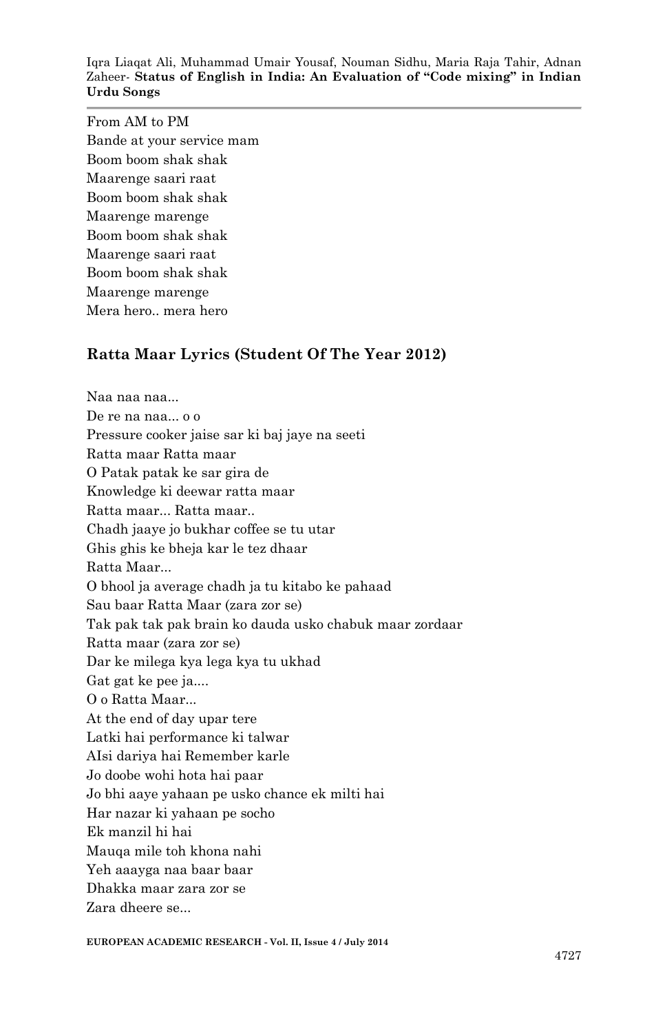From AM to PM
Bande at your service mam
Boom boom shak shak
Maarenge saari raat
Boom boom shak shak
Maarenge marenge
Boom boom shak shak
Maarenge saari raat
Boom boom shak shak
Maarenge marenge
Mera hero.. mera hero

## Ratta Maar Lyrics (Student Of The Year 2012)

Naa naa naa...
De re na naa... o o
Pressure cooker jaise sar ki baj jaye na seeti
Ratta maar Ratta maar
O Patak patak ke sar gira de
Knowledge ki deewar ratta maar
Ratta maar... Ratta maar..
Chadh jaaye jo bukhar coffee se tu utar
Ghis ghis ke bheja kar le tez dhaar
Ratta Maar...
O bhool ja average chadh ja tu kitabo ke pahaad
Sau baar Ratta Maar (zara zor se)
Tak pak tak pak brain ko dauda usko chabuk maar zordaar
Ratta maar (zara zor se)
Dar ke milega kya lega kya tu ukhad
Gat gat ke pee ja....
O o Ratta Maar...
At the end of day upar tere
Latki hai performance ki talwar
AIsi dariya hai Remember karle
Jo doobe wohi hota hai paar
Jo bhi aaye yahaan pe usko chance ek milti hai
Har nazar ki yahaan pe socho
Ek manzil hi hai
Mauqa mile toh khona nahi
Yeh aaayga naa baar baar
Dhakka maar zara zor se
Zara dheere se...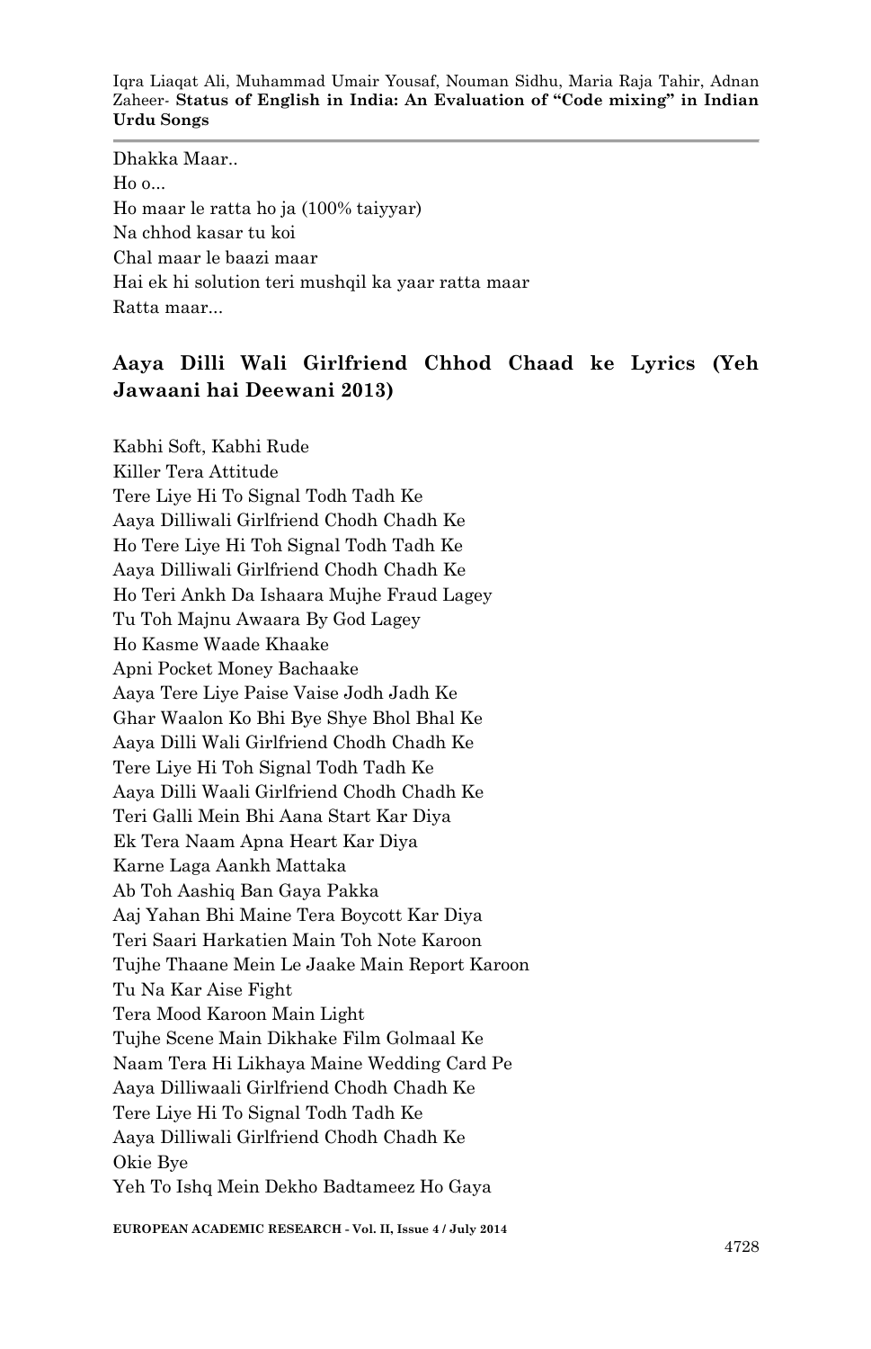Dhakka Maar..
Ho o...
Ho maar le ratta ho ja (100% taiyyar)
Na chhod kasar tu koi
Chal maar le baazi maar
Hai ek hi solution teri mushqil ka yaar ratta maar
Ratta maar...

## Aaya Dilli Wali Girlfriend Chhod Chaad ke Lyrics (Yeh Jawaani hai Deewani 2013)

Kabhi Soft, Kabhi Rude
Killer Tera Attitude
Tere Liye Hi To Signal Todh Tadh Ke
Aaya Dilliwali Girlfriend Chodh Chadh Ke
Ho Tere Liye Hi Toh Signal Todh Tadh Ke
Aaya Dilliwali Girlfriend Chodh Chadh Ke
Ho Teri Ankh Da Ishaara Mujhe Fraud Lagey
Tu Toh Majnu Awaara By God Lagey
Ho Kasme Waade Khaake
Apni Pocket Money Bachaake
Aaya Tere Liye Paise Vaise Jodh Jadh Ke
Ghar Waalon Ko Bhi Bye Shye Bhol Bhal Ke
Aaya Dilli Wali Girlfriend Chodh Chadh Ke
Tere Liye Hi Toh Signal Todh Tadh Ke
Aaya Dilli Waali Girlfriend Chodh Chadh Ke
Teri Galli Mein Bhi Aana Start Kar Diya
Ek Tera Naam Apna Heart Kar Diya
Karne Laga Aankh Mattaka
Ab Toh Aashiq Ban Gaya Pakka
Aaj Yahan Bhi Maine Tera Boycott Kar Diya
Teri Saari Harkatien Main Toh Note Karoon
Tujhe Thaane Mein Le Jaake Main Report Karoon
Tu Na Kar Aise Fight
Tera Mood Karoon Main Light
Tujhe Scene Main Dikhake Film Golmaal Ke
Naam Tera Hi Likhaya Maine Wedding Card Pe
Aaya Dilliwaali Girlfriend Chodh Chadh Ke
Tere Liye Hi To Signal Todh Tadh Ke
Aaya Dilliwali Girlfriend Chodh Chadh Ke
Okie Bye
Yeh To Ishq Mein Dekho Badtameez Ho Gaya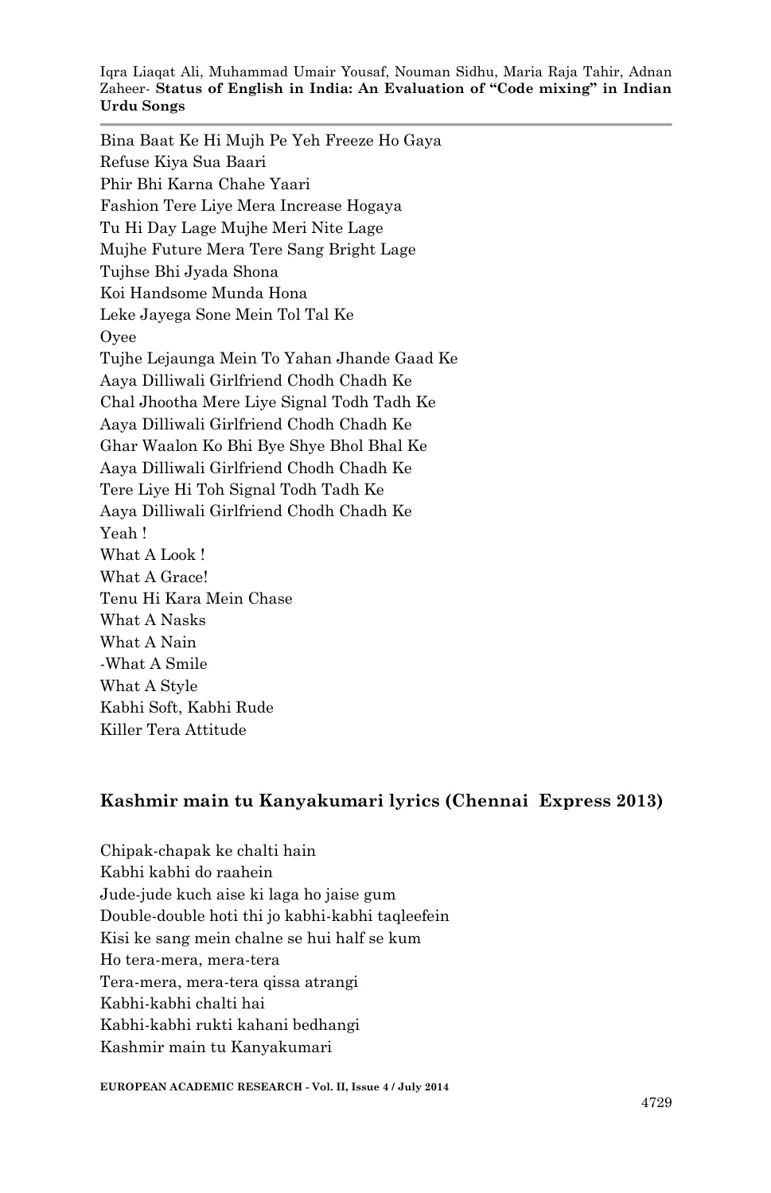Bina Baat Ke Hi Mujh Pe Yeh Freeze Ho Gaya
Refuse Kiya Sua Baari
Phir Bhi Karna Chahe Yaari
Fashion Tere Liye Mera Increase Hogaya
Tu Hi Day Lage Mujhe Meri Nite Lage
Mujhe Future Mera Tere Sang Bright Lage
Tujhse Bhi Jyada Shona
Koi Handsome Munda Hona
Leke Jayega Sone Mein Tol Tal Ke
Oyee
Tujhe Lejaunga Mein To Yahan Jhande Gaad Ke
Aaya Dilliwali Girlfriend Chodh Chadh Ke
Chal Jhootha Mere Liye Signal Todh Tadh Ke
Aaya Dilliwali Girlfriend Chodh Chadh Ke
Ghar Waalon Ko Bhi Bye Shye Bhol Bhal Ke
Aaya Dilliwali Girlfriend Chodh Chadh Ke
Tere Liye Hi Toh Signal Todh Tadh Ke
Aaya Dilliwali Girlfriend Chodh Chadh Ke
Yeah !
What A Look !
What A Grace!
Tenu Hi Kara Mein Chase
What A Nasks
What A Nain
-What A Smile
What A Style
Kabhi Soft, Kabhi Rude
Killer Tera Attitude

### Kashmir main tu Kanyakumari lyrics (Chennai Express 2013)

Chipak-chapak ke chalti hain
Kabhi kabhi do raahein
Jude-jude kuch aise ki laga ho jaise gum
Double-double hoti thi jo kabhi-kabhi taqleefein
Kisi ke sang mein chalne se hui half se kum
Ho tera-mera, mera-tera
Tera-mera, mera-tera qissa atrangi
Kabhi-kabhi chalti hai
Kabhi-kabhi rukti kahani bedhangi
Kashmir main tu Kanyakumari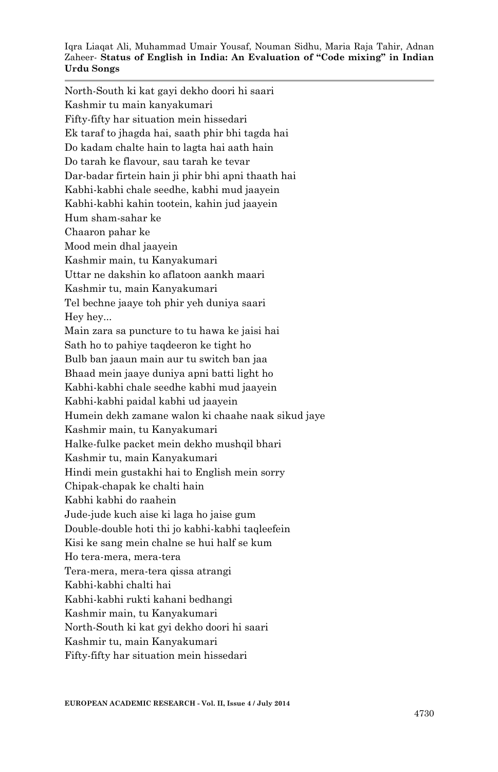North-South ki kat gayi dekho doori hi saari
Kashmir tu main kanyakumari
Fifty-fifty har situation mein hissedari
Ek taraf to jhagda hai, saath phir bhi tagda hai
Do kadam chalte hain to lagta hai aath hain
Do tarah ke flavour, sau tarah ke tevar
Dar-badar firtein hain ji phir bhi apni thaath hai
Kabhi-kabhi chale seedhe, kabhi mud jaayein
Kabhi-kabhi kahin tootein, kahin jud jaayein
Hum sham-sahar ke
Chaaron pahar ke
Mood mein dhal jaayein
Kashmir main, tu Kanyakumari
Uttar ne dakshin ko aflatoon aankh maari
Kashmir tu, main Kanyakumari
Tel bechne jaaye toh phir yeh duniya saari
Hey hey...
Main zara sa puncture to tu hawa ke jaisi hai
Sath ho to pahiye taqdeeron ke tight ho
Bulb ban jaaun main aur tu switch ban jaa
Bhaad mein jaaye duniya apni batti light ho
Kabhi-kabhi chale seedhe kabhi mud jaayein
Kabhi-kabhi paidal kabhi ud jaayein
Humein dekh zamane walon ki chaahe naak sikud jaye
Kashmir main, tu Kanyakumari
Halke-fulke packet mein dekho mushqil bhari
Kashmir tu, main Kanyakumari
Hindi mein gustakhi hai to English mein sorry
Chipak-chapak ke chalti hain
Kabhi kabhi do raahein
Jude-jude kuch aise ki laga ho jaise gum
Double-double hoti thi jo kabhi-kabhi taqleefein
Kisi ke sang mein chalne se hui half se kum
Ho tera-mera, mera-tera
Tera-mera, mera-tera qissa atrangi
Kabhi-kabhi chalti hai
Kabhi-kabhi rukti kahani bedhangi
Kashmir main, tu Kanyakumari
North-South ki kat gyi dekho doori hi saari
Kashmir tu, main Kanyakumari
Fifty-fifty har situation mein hissedari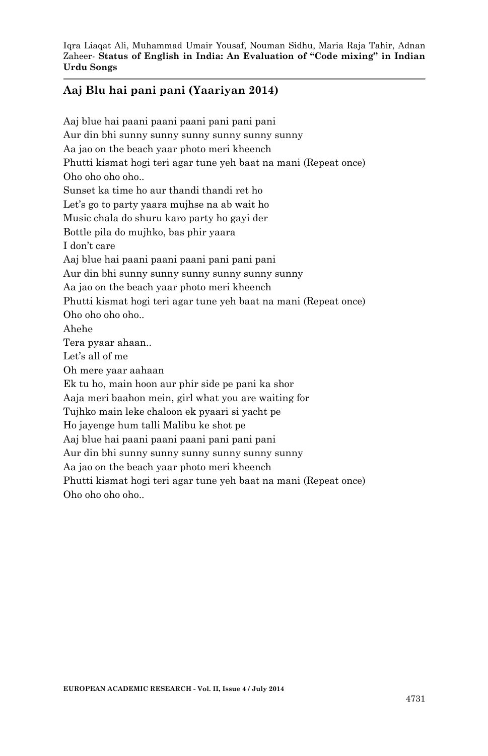**Aaj Blu hai pani pani (Yaariyan 2014)**

Aaj blue hai paani paani paani pani pani pani
Aur din bhi sunny sunny sunny sunny sunny sunny
Aa jao on the beach yaar photo meri kheench
Phutti kismat hogi teri agar tune yeh baat na mani (Repeat once)
Oho oho oho oho..
Sunset ka time ho aur thandi thandi ret ho
Let's go to party yaara mujhse na ab wait ho
Music chala do shuru karo party ho gayi der
Bottle pila do mujhko, bas phir yaara
I don't care
Aaj blue hai paani paani paani pani pani pani
Aur din bhi sunny sunny sunny sunny sunny sunny
Aa jao on the beach yaar photo meri kheench
Phutti kismat hogi teri agar tune yeh baat na mani (Repeat once)
Oho oho oho oho..
Ahehe
Tera pyaar ahaan..
Let's all of me
Oh mere yaar aahaan
Ek tu ho, main hoon aur phir side pe pani ka shor
Aaja meri baahon mein, girl what you are waiting for
Tujhko main leke chaloon ek pyaari si yacht pe
Ho jayenge hum talli Malibu ke shot pe
Aaj blue hai paani paani paani pani pani pani
Aur din bhi sunny sunny sunny sunny sunny sunny
Aa jao on the beach yaar photo meri kheench
Phutti kismat hogi teri agar tune yeh baat na mani (Repeat once)
Oho oho oho oho..